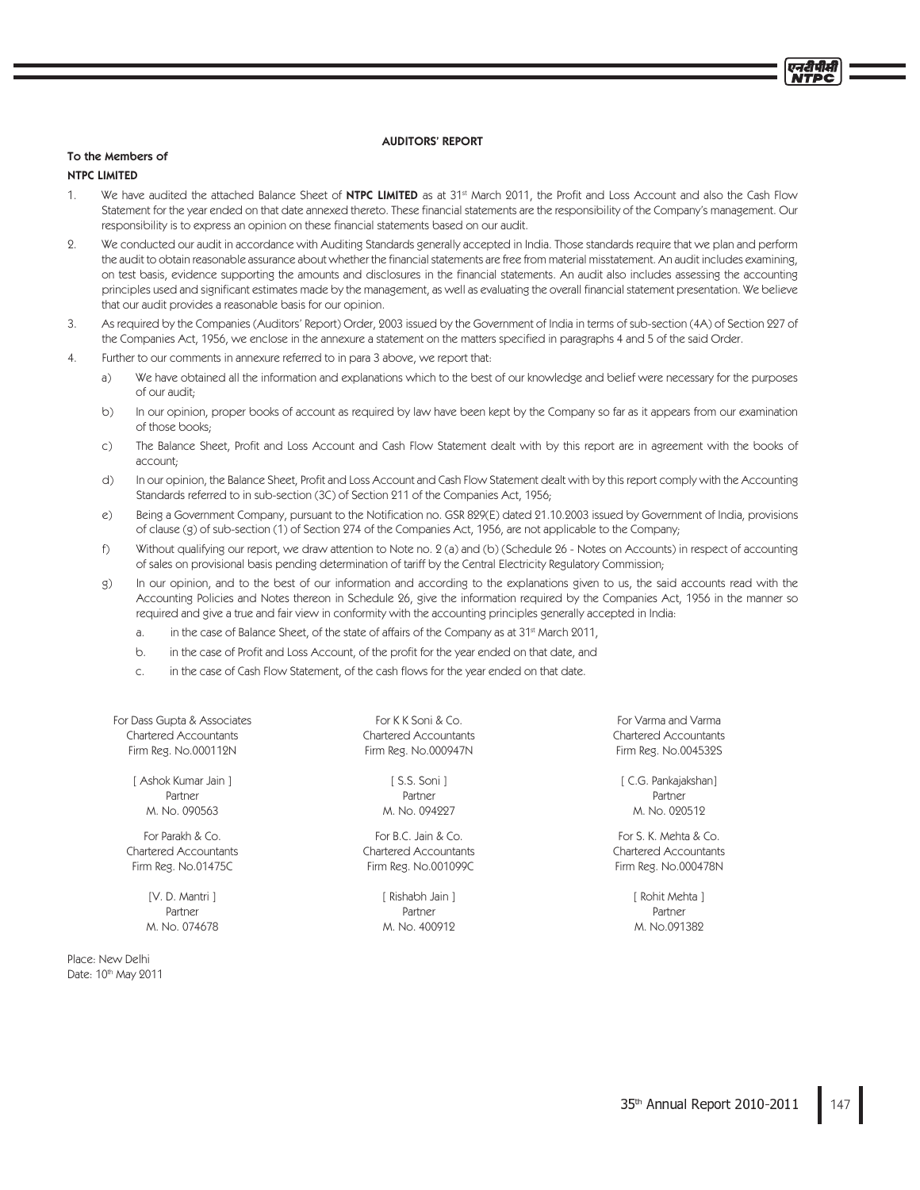## AUDITORS' REPORT

**To the Members of**

**NTPC LIMITED**

1. We have audited the attached Balance Sheet of **NTPC LIMITED** as at 31st March 2011, the Profit and Loss Account and also the Cash Flow Statement for the year ended on that date annexed thereto. These financial statements are the responsibility of the Company's management. Our responsibility is to express an opinion on these financial statements based on our audit.
2. We conducted our audit in accordance with Auditing Standards generally accepted in India. Those standards require that we plan and perform the audit to obtain reasonable assurance about whether the financial statements are free from material misstatement. An audit includes examining, on test basis, evidence supporting the amounts and disclosures in the financial statements. An audit also includes assessing the accounting principles used and significant estimates made by the management, as well as evaluating the overall financial statement presentation. We believe that our audit provides a reasonable basis for our opinion.
3. As required by the Companies (Auditors' Report) Order, 2003 issued by the Government of India in terms of sub-section (4A) of Section 227 of the Companies Act, 1956, we enclose in the annexure a statement on the matters specified in paragraphs 4 and 5 of the said Order.
4. Further to our comments in annexure referred to in para 3 above, we report that:
   a) We have obtained all the information and explanations which to the best of our knowledge and belief were necessary for the purposes of our audit;
   b) In our opinion, proper books of account as required by law have been kept by the Company so far as it appears from our examination of those books;
   c) The Balance Sheet, Profit and Loss Account and Cash Flow Statement dealt with by this report are in agreement with the books of account;
   d) In our opinion, the Balance Sheet, Profit and Loss Account and Cash Flow Statement dealt with by this report comply with the Accounting Standards referred to in sub-section (3C) of Section 211 of the Companies Act, 1956;
   e) Being a Government Company, pursuant to the Notification no. GSR 829(E) dated 21.10.2003 issued by Government of India, provisions of clause (g) of sub-section (1) of Section 274 of the Companies Act, 1956, are not applicable to the Company;
   f) Without qualifying our report, we draw attention to Note no. 2 (a) and (b) (Schedule 26 - Notes on Accounts) in respect of accounting of sales on provisional basis pending determination of tariff by the Central Electricity Regulatory Commission;
   g) In our opinion, and to the best of our information and according to the explanations given to us, the said accounts read with the Accounting Policies and Notes thereon in Schedule 26, give the information required by the Companies Act, 1956 in the manner so required and give a true and fair view in conformity with the accounting principles generally accepted in India:
      a. in the case of Balance Sheet, of the state of affairs of the Company as at 31st March 2011,
      b. in the case of Profit and Loss Account, of the profit for the year ended on that date, and
      c. in the case of Cash Flow Statement, of the cash flows for the year ended on that date.

For Dass Gupta & Associates
Chartered Accountants
Firm Reg. No.000112N

[ Ashok Kumar Jain ]
Partner
M. No. 090563

For K K Soni & Co.
Chartered Accountants
Firm Reg. No.000947N

[ S.S. Soni ]
Partner
M. No. 094227

For Varma and Varma
Chartered Accountants
Firm Reg. No.004532S

[ C.G. Pankajakshan]
Partner
M. No. 020512

For Parakh & Co.
Chartered Accountants
Firm Reg. No.01475C

[V. D. Mantri ]
Partner
M. No. 074678

For B.C. Jain & Co.
Chartered Accountants
Firm Reg. No.001099C

[ Rishabh Jain ]
Partner
M. No. 400912

For S. K. Mehta & Co.
Chartered Accountants
Firm Reg. No.000478N

[ Rohit Mehta ]
Partner
M. No.091382

Place: New Delhi
Date: 10th May 2011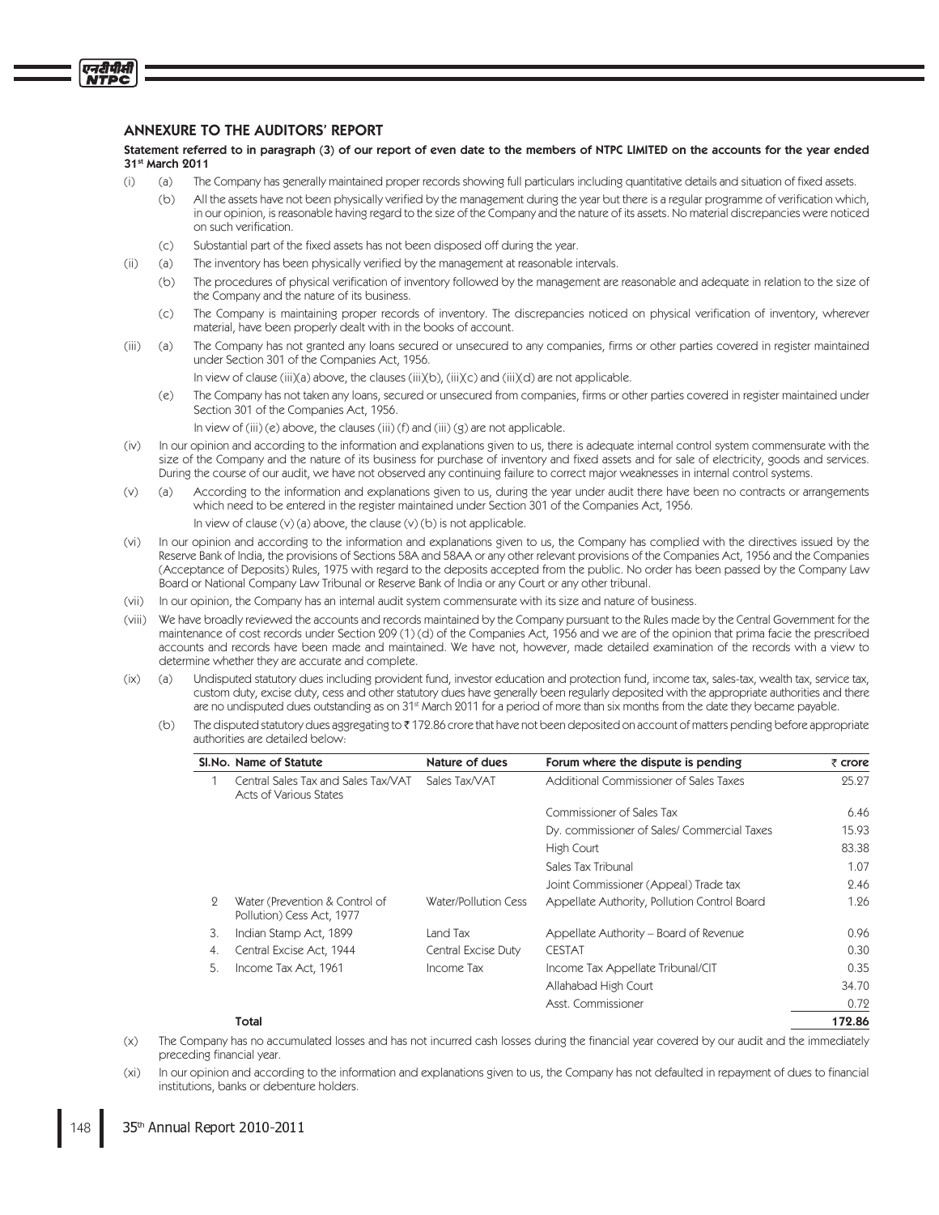## ANNEXURE TO THE AUDITORS' REPORT

**Statement referred to in paragraph (3) of our report of even date to the members of NTPC LIMITED on the accounts for the year ended 31st March 2011**

(i) (a) The Company has generally maintained proper records showing full particulars including quantitative details and situation of fixed assets.

(b) All the assets have not been physically verified by the management during the year but there is a regular programme of verification which, in our opinion, is reasonable having regard to the size of the Company and the nature of its assets. No material discrepancies were noticed on such verification.

(c) Substantial part of the fixed assets has not been disposed off during the year.

(ii) (a) The inventory has been physically verified by the management at reasonable intervals.

(b) The procedures of physical verification of inventory followed by the management are reasonable and adequate in relation to the size of the Company and the nature of its business.

(c) The Company is maintaining proper records of inventory. The discrepancies noticed on physical verification of inventory, wherever material, have been properly dealt with in the books of account.

(iii) (a) The Company has not granted any loans secured or unsecured to any companies, firms or other parties covered in register maintained under Section 301 of the Companies Act, 1956.

In view of clause (iii)(a) above, the clauses (iii)(b), (iii)(c) and (iii)(d) are not applicable.

(e) The Company has not taken any loans, secured or unsecured from companies, firms or other parties covered in register maintained under Section 301 of the Companies Act, 1956.

In view of (iii) (e) above, the clauses (iii) (f) and (iii) (g) are not applicable.

(iv) In our opinion and according to the information and explanations given to us, there is adequate internal control system commensurate with the size of the Company and the nature of its business for purchase of inventory and fixed assets and for sale of electricity, goods and services. During the course of our audit, we have not observed any continuing failure to correct major weaknesses in internal control systems.

(v) (a) According to the information and explanations given to us, during the year under audit there have been no contracts or arrangements which need to be entered in the register maintained under Section 301 of the Companies Act, 1956.

In view of clause (v) (a) above, the clause (v) (b) is not applicable.

(vi) In our opinion and according to the information and explanations given to us, the Company has complied with the directives issued by the Reserve Bank of India, the provisions of Sections 58A and 58AA or any other relevant provisions of the Companies Act, 1956 and the Companies (Acceptance of Deposits) Rules, 1975 with regard to the deposits accepted from the public. No order has been passed by the Company Law Board or National Company Law Tribunal or Reserve Bank of India or any Court or any other tribunal.

(vii) In our opinion, the Company has an internal audit system commensurate with its size and nature of business.

(viii) We have broadly reviewed the accounts and records maintained by the Company pursuant to the Rules made by the Central Government for the maintenance of cost records under Section 209 (1) (d) of the Companies Act, 1956 and we are of the opinion that prima facie the prescribed accounts and records have been made and maintained. We have not, however, made detailed examination of the records with a view to determine whether they are accurate and complete.

(ix) (a) Undisputed statutory dues including provident fund, investor education and protection fund, income tax, sales-tax, wealth tax, service tax, custom duty, excise duty, cess and other statutory dues have generally been regularly deposited with the appropriate authorities and there are no undisputed dues outstanding as on 31st March 2011 for a period of more than six months from the date they became payable.

(b) The disputed statutory dues aggregating to ₹ 172.86 crore that have not been deposited on account of matters pending before appropriate authorities are detailed below:

| Sl.No. | Name of Statute | Nature of dues | Forum where the dispute is pending | ₹ crore |
|---|---|---|---|---|
| 1 | Central Sales Tax and Sales Tax/VAT Acts of Various States | Sales Tax/VAT | Additional Commissioner of Sales Taxes | 25.27 |
| | | | Commissioner of Sales Tax | 6.46 |
| | | | Dy. commissioner of Sales/ Commercial Taxes | 15.93 |
| | | | High Court | 83.38 |
| | | | Sales Tax Tribunal | 1.07 |
| | | | Joint Commissioner (Appeal) Trade tax | 2.46 |
| 2 | Water (Prevention & Control of Pollution) Cess Act, 1977 | Water/Pollution Cess | Appellate Authority, Pollution Control Board | 1.26 |
| 3. | Indian Stamp Act, 1899 | Land Tax | Appellate Authority – Board of Revenue | 0.96 |
| 4. | Central Excise Act, 1944 | Central Excise Duty | CESTAT | 0.30 |
| 5. | Income Tax Act, 1961 | Income Tax | Income Tax Appellate Tribunal/CIT | 0.35 |
| | | | Allahabad High Court | 34.70 |
| | | | Asst. Commissioner | 0.72 |
| | **Total** | | | **172.86** |

(x) The Company has no accumulated losses and has not incurred cash losses during the financial year covered by our audit and the immediately preceding financial year.

(xi) In our opinion and according to the information and explanations given to us, the Company has not defaulted in repayment of dues to financial institutions, banks or debenture holders.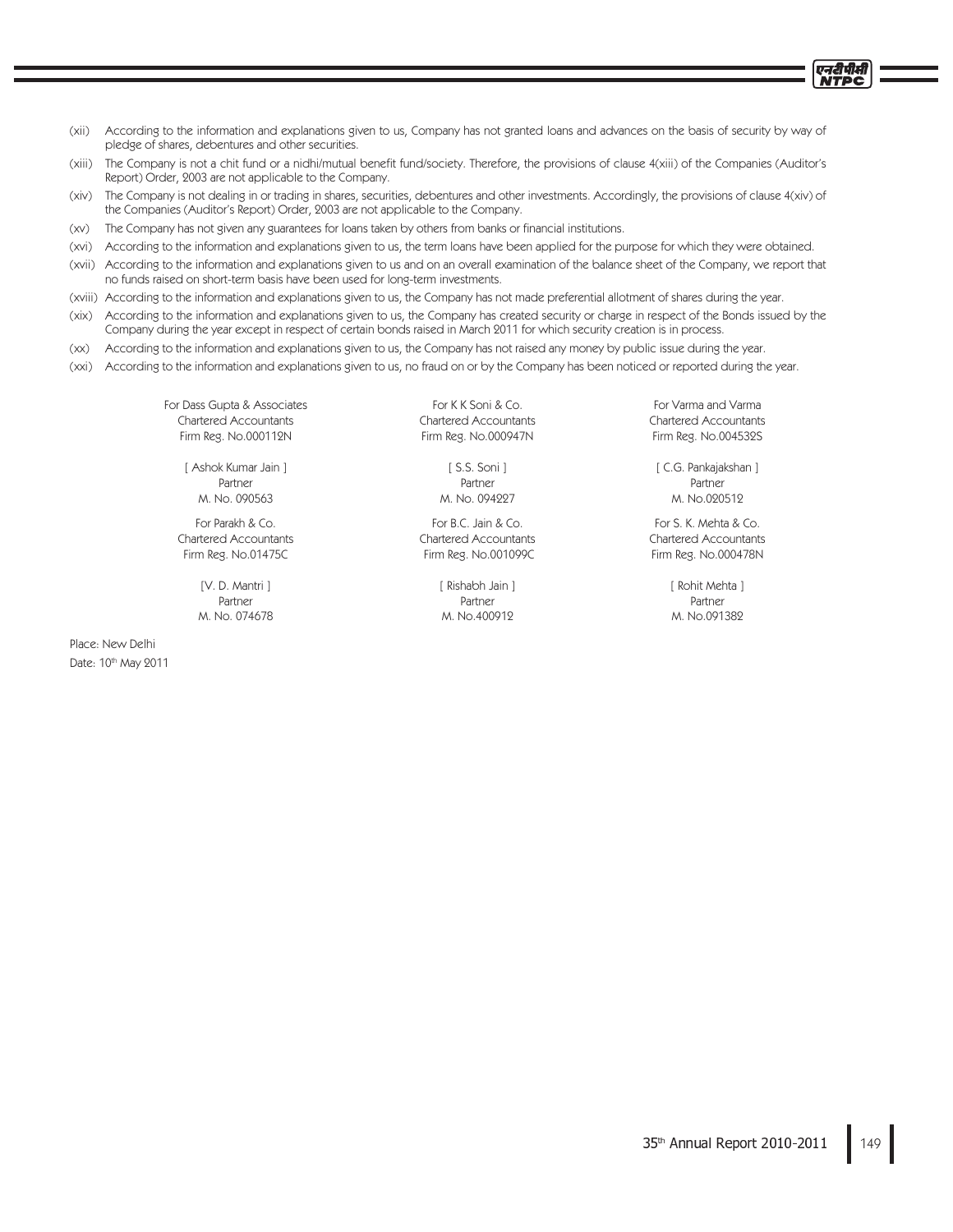(xii) According to the information and explanations given to us, Company has not granted loans and advances on the basis of security by way of pledge of shares, debentures and other securities.

(xiii) The Company is not a chit fund or a nidhi/mutual benefit fund/society. Therefore, the provisions of clause 4(xiii) of the Companies (Auditor's Report) Order, 2003 are not applicable to the Company.

(xiv) The Company is not dealing in or trading in shares, securities, debentures and other investments. Accordingly, the provisions of clause 4(xiv) of the Companies (Auditor's Report) Order, 2003 are not applicable to the Company.

(xv) The Company has not given any guarantees for loans taken by others from banks or financial institutions.

(xvi) According to the information and explanations given to us, the term loans have been applied for the purpose for which they were obtained.

(xvii) According to the information and explanations given to us and on an overall examination of the balance sheet of the Company, we report that no funds raised on short-term basis have been used for long-term investments.

(xviii) According to the information and explanations given to us, the Company has not made preferential allotment of shares during the year.

(xix) According to the information and explanations given to us, the Company has created security or charge in respect of the Bonds issued by the Company during the year except in respect of certain bonds raised in March 2011 for which security creation is in process.

(xx) According to the information and explanations given to us, the Company has not raised any money by public issue during the year.

(xxi) According to the information and explanations given to us, no fraud on or by the Company has been noticed or reported during the year.

| | | |
|---|---|---|
| For Dass Gupta & Associates<br>Chartered Accountants<br>Firm Reg. No.000112N | For K K Soni & Co.<br>Chartered Accountants<br>Firm Reg. No.000947N | For Varma and Varma<br>Chartered Accountants<br>Firm Reg. No.004532S |
| [ Ashok Kumar Jain ]<br>Partner<br>M. No. 090563 | [ S.S. Soni ]<br>Partner<br>M. No. 094227 | [ C.G. Pankajakshan ]<br>Partner<br>M. No.020512 |
| For Parakh & Co.<br>Chartered Accountants<br>Firm Reg. No.01475C | For B.C. Jain & Co.<br>Chartered Accountants<br>Firm Reg. No.001099C | For S. K. Mehta & Co.<br>Chartered Accountants<br>Firm Reg. No.000478N |
| [V. D. Mantri ]<br>Partner<br>M. No. 074678 | [ Rishabh Jain ]<br>Partner<br>M. No.400912 | [ Rohit Mehta ]<br>Partner<br>M. No.091382 |

Place: New Delhi

Date: 10th May 2011